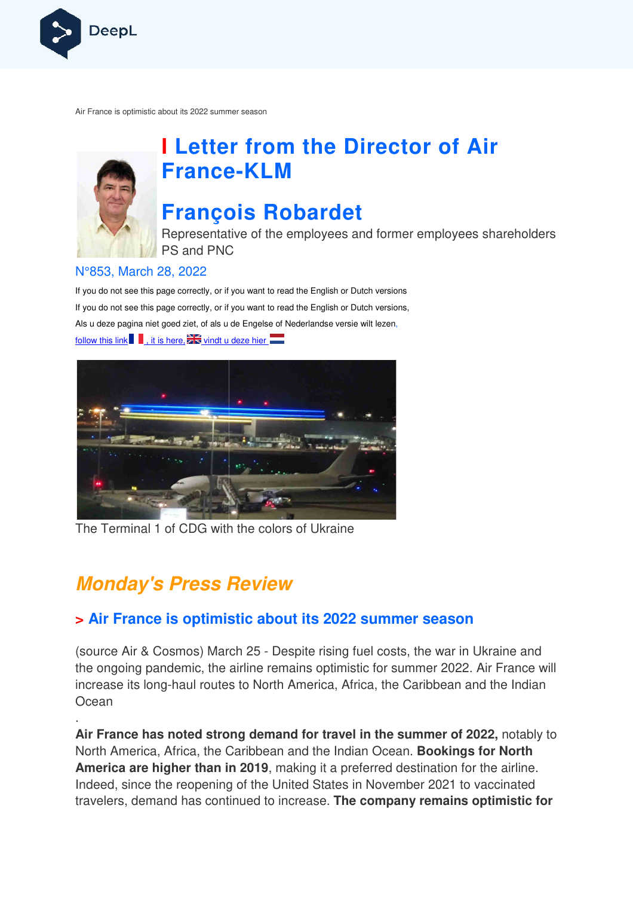Air France is optimistic about its 2022 summer season

# Letter from the Director of Air France-KLM

# François Robardet

Representative of the employees and former employees shareholders PS and PNC

N°853, March 28, 2022

If you do not see this page correctly, or if you want to read the English or Dutch versions

If you do not see this page correctly, or if you want to read the English or Dutch versions,

Als u deze pagina niet goed ziet, of als u de Engelse of Nederlandse versie wilt lezen,

follow this link, it is here, vindt u deze hier

The Terminal 1 of CDG with the colors of Ukraine

## *Monday's Press Review*

### > Air France is optimistic about its 2022 summer season

(source Air & Cosmos) March 25 - Despite rising fuel costs, the war in Ukraine and the ongoing pandemic, the airline remains optimistic for summer 2022. Air France will increase its long-haul routes to North America, Africa, the Caribbean and the Indian Ocean

.

**Air France has noted strong demand for travel in the summer of 2022,** notably to North America, Africa, the Caribbean and the Indian Ocean. **Bookings for North America are higher than in 2019**, making it a preferred destination for the airline. Indeed, since the reopening of the United States in November 2021 to vaccinated travelers, demand has continued to increase. **The company remains optimistic for**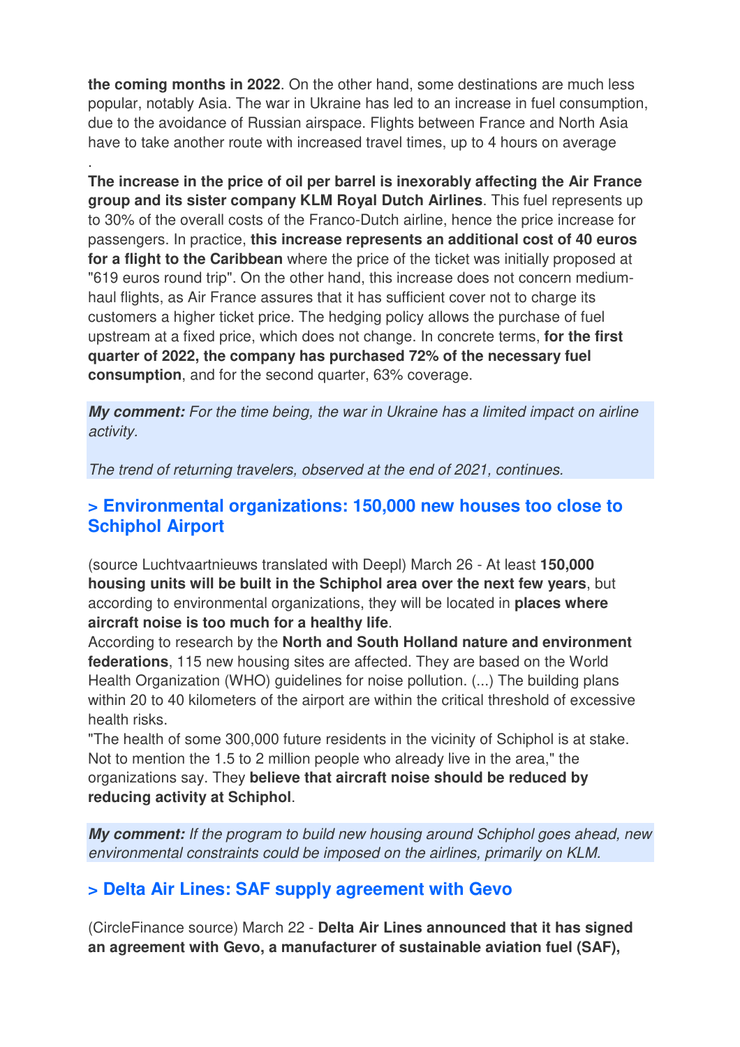**the coming months in 2022**. On the other hand, some destinations are much less popular, notably Asia. The war in Ukraine has led to an increase in fuel consumption, due to the avoidance of Russian airspace. Flights between France and North Asia have to take another route with increased travel times, up to 4 hours on average

.

**The increase in the price of oil per barrel is inexorably affecting the Air France group and its sister company KLM Royal Dutch Airlines**. This fuel represents up to 30% of the overall costs of the Franco-Dutch airline, hence the price increase for passengers. In practice, **this increase represents an additional cost of 40 euros for a flight to the Caribbean** where the price of the ticket was initially proposed at "619 euros round trip". On the other hand, this increase does not concern medium-haul flights, as Air France assures that it has sufficient cover not to charge its customers a higher ticket price. The hedging policy allows the purchase of fuel upstream at a fixed price, which does not change. In concrete terms, **for the first quarter of 2022, the company has purchased 72% of the necessary fuel consumption**, and for the second quarter, 63% coverage.

***My comment:*** *For the time being, the war in Ukraine has a limited impact on airline activity.*

*The trend of returning travelers, observed at the end of 2021, continues.*

## > Environmental organizations: 150,000 new houses too close to Schiphol Airport

(source Luchtvaartnieuws translated with Deepl) March 26 - At least **150,000 housing units will be built in the Schiphol area over the next few years**, but according to environmental organizations, they will be located in **places where aircraft noise is too much for a healthy life**.
According to research by the **North and South Holland nature and environment federations**, 115 new housing sites are affected. They are based on the World Health Organization (WHO) guidelines for noise pollution. (...) The building plans within 20 to 40 kilometers of the airport are within the critical threshold of excessive health risks.
"The health of some 300,000 future residents in the vicinity of Schiphol is at stake. Not to mention the 1.5 to 2 million people who already live in the area," the organizations say. They **believe that aircraft noise should be reduced by reducing activity at Schiphol**.

***My comment:*** *If the program to build new housing around Schiphol goes ahead, new environmental constraints could be imposed on the airlines, primarily on KLM.*

## > Delta Air Lines: SAF supply agreement with Gevo

(CircleFinance source) March 22 - **Delta Air Lines announced that it has signed an agreement with Gevo, a manufacturer of sustainable aviation fuel (SAF),**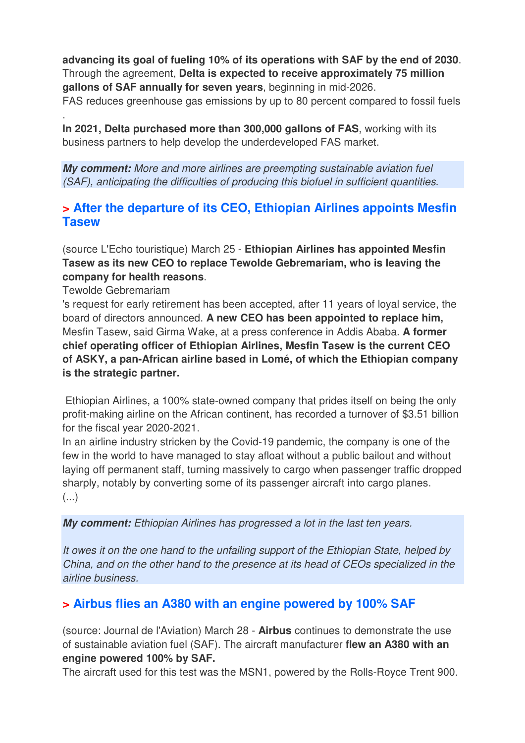**advancing its goal of fueling 10% of its operations with SAF by the end of 2030**. Through the agreement, **Delta is expected to receive approximately 75 million gallons of SAF annually for seven years**, beginning in mid-2026.
FAS reduces greenhouse gas emissions by up to 80 percent compared to fossil fuels
.
**In 2021, Delta purchased more than 300,000 gallons of FAS**, working with its business partners to help develop the underdeveloped FAS market.

***My comment:*** *More and more airlines are preempting sustainable aviation fuel (SAF), anticipating the difficulties of producing this biofuel in sufficient quantities.*

## > After the departure of its CEO, Ethiopian Airlines appoints Mesfin Tasew

(source L'Echo touristique) March 25 - **Ethiopian Airlines has appointed Mesfin Tasew as its new CEO to replace Tewolde Gebremariam, who is leaving the company for health reasons**.
Tewolde Gebremariam
's request for early retirement has been accepted, after 11 years of loyal service, the board of directors announced. **A new CEO has been appointed to replace him,** Mesfin Tasew, said Girma Wake, at a press conference in Addis Ababa. **A former chief operating officer of Ethiopian Airlines, Mesfin Tasew is the current CEO of ASKY, a pan-African airline based in Lomé, of which the Ethiopian company is the strategic partner.**

Ethiopian Airlines, a 100% state-owned company that prides itself on being the only profit-making airline on the African continent, has recorded a turnover of $3.51 billion for the fiscal year 2020-2021.
In an airline industry stricken by the Covid-19 pandemic, the company is one of the few in the world to have managed to stay afloat without a public bailout and without laying off permanent staff, turning massively to cargo when passenger traffic dropped sharply, notably by converting some of its passenger aircraft into cargo planes.
(...)

***My comment:*** *Ethiopian Airlines has progressed a lot in the last ten years.*

*It owes it on the one hand to the unfailing support of the Ethiopian State, helped by China, and on the other hand to the presence at its head of CEOs specialized in the airline business.*

## > Airbus flies an A380 with an engine powered by 100% SAF

(source: Journal de l'Aviation) March 28 - **Airbus** continues to demonstrate the use of sustainable aviation fuel (SAF). The aircraft manufacturer **flew an A380 with an engine powered 100% by SAF.**
The aircraft used for this test was the MSN1, powered by the Rolls-Royce Trent 900.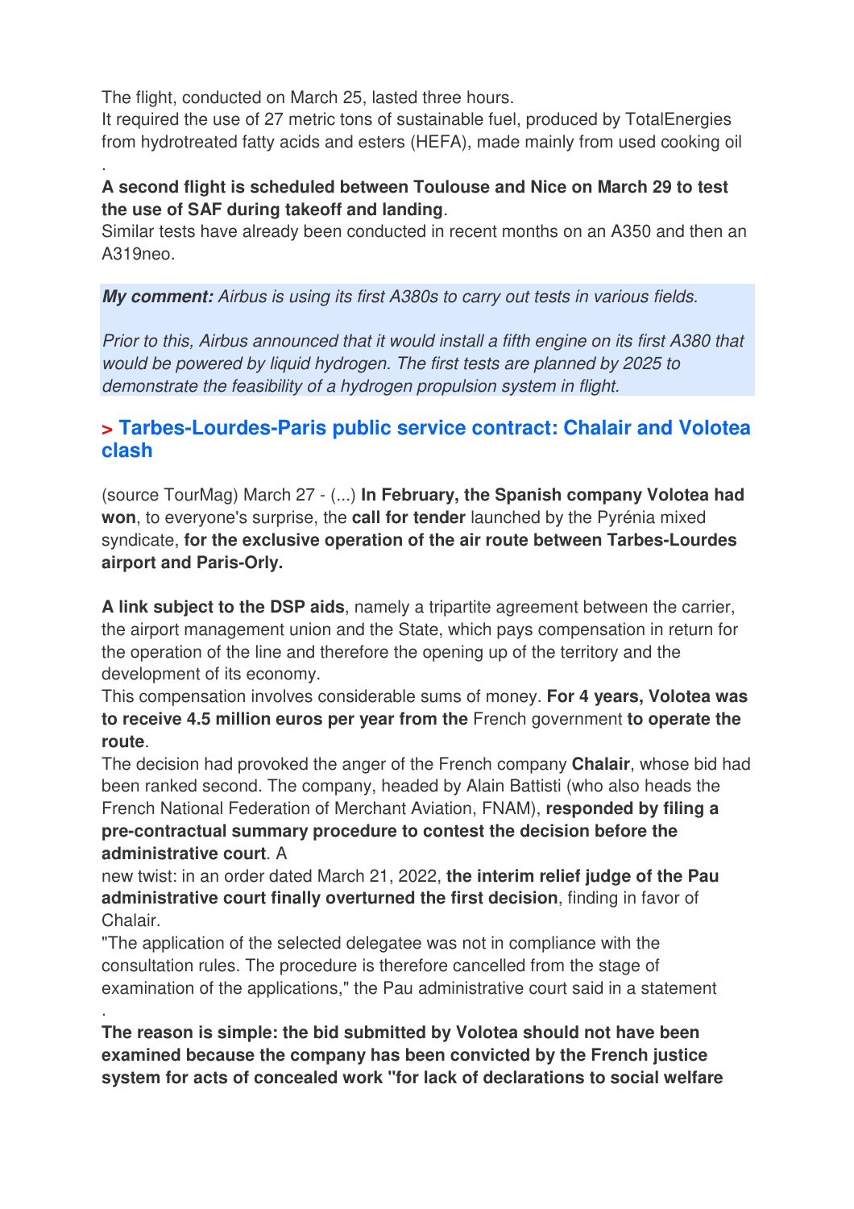The flight, conducted on March 25, lasted three hours.
It required the use of 27 metric tons of sustainable fuel, produced by TotalEnergies from hydrotreated fatty acids and esters (HEFA), made mainly from used cooking oil
.

**A second flight is scheduled between Toulouse and Nice on March 29 to test the use of SAF during takeoff and landing**.
Similar tests have already been conducted in recent months on an A350 and then an A319neo.

***My comment:*** *Airbus is using its first A380s to carry out tests in various fields.*

*Prior to this, Airbus announced that it would install a fifth engine on its first A380 that would be powered by liquid hydrogen. The first tests are planned by 2025 to demonstrate the feasibility of a hydrogen propulsion system in flight.*

## > Tarbes-Lourdes-Paris public service contract: Chalair and Volotea clash

(source TourMag) March 27 - (...) **In February, the Spanish company Volotea had won**, to everyone's surprise, the **call for tender** launched by the Pyrénia mixed syndicate, **for the exclusive operation of the air route between Tarbes-Lourdes airport and Paris-Orly.**

**A link subject to the DSP aids**, namely a tripartite agreement between the carrier, the airport management union and the State, which pays compensation in return for the operation of the line and therefore the opening up of the territory and the development of its economy.
This compensation involves considerable sums of money. **For 4 years, Volotea was to receive 4.5 million euros per year from the** French government **to operate the route**.
The decision had provoked the anger of the French company **Chalair**, whose bid had been ranked second. The company, headed by Alain Battisti (who also heads the French National Federation of Merchant Aviation, FNAM), **responded by filing a pre-contractual summary procedure to contest the decision before the administrative court**. A
new twist: in an order dated March 21, 2022, **the interim relief judge of the Pau administrative court finally overturned the first decision**, finding in favor of Chalair.
"The application of the selected delegatee was not in compliance with the consultation rules. The procedure is therefore cancelled from the stage of examination of the applications," the Pau administrative court said in a statement
.

**The reason is simple: the bid submitted by Volotea should not have been examined because the company has been convicted by the French justice system for acts of concealed work "for lack of declarations to social welfare**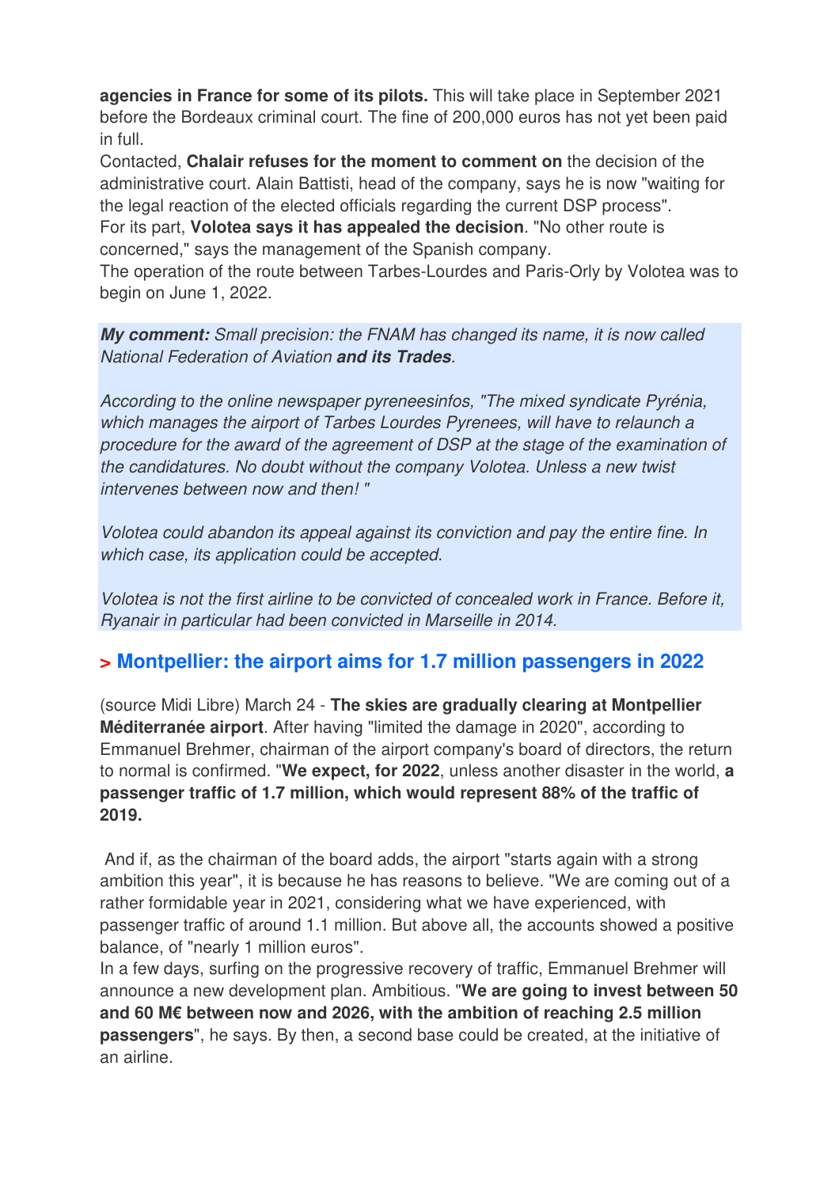**agencies in France for some of its pilots.** This will take place in September 2021 before the Bordeaux criminal court. The fine of 200,000 euros has not yet been paid in full.
Contacted, **Chalair refuses for the moment to comment on** the decision of the administrative court. Alain Battisti, head of the company, says he is now "waiting for the legal reaction of the elected officials regarding the current DSP process".
For its part, **Volotea says it has appealed the decision**. "No other route is concerned," says the management of the Spanish company.
The operation of the route between Tarbes-Lourdes and Paris-Orly by Volotea was to begin on June 1, 2022.

***My comment:*** *Small precision: the FNAM has changed its name, it is now called National Federation of Aviation* ***and its Trades****.*

*According to the online newspaper pyreneesinfos, "The mixed syndicate Pyrénia, which manages the airport of Tarbes Lourdes Pyrenees, will have to relaunch a procedure for the award of the agreement of DSP at the stage of the examination of the candidatures. No doubt without the company Volotea. Unless a new twist intervenes between now and then! "*

*Volotea could abandon its appeal against its conviction and pay the entire fine. In which case, its application could be accepted.*

*Volotea is not the first airline to be convicted of concealed work in France. Before it, Ryanair in particular had been convicted in Marseille in 2014.*

## > Montpellier: the airport aims for 1.7 million passengers in 2022

(source Midi Libre) March 24 - **The skies are gradually clearing at Montpellier Méditerranée airport**. After having "limited the damage in 2020", according to Emmanuel Brehmer, chairman of the airport company's board of directors, the return to normal is confirmed. "**We expect, for 2022**, unless another disaster in the world, **a passenger traffic of 1.7 million, which would represent 88% of the traffic of 2019.**

And if, as the chairman of the board adds, the airport "starts again with a strong ambition this year", it is because he has reasons to believe. "We are coming out of a rather formidable year in 2021, considering what we have experienced, with passenger traffic of around 1.1 million. But above all, the accounts showed a positive balance, of "nearly 1 million euros".
In a few days, surfing on the progressive recovery of traffic, Emmanuel Brehmer will announce a new development plan. Ambitious. "**We are going to invest between 50 and 60 M€ between now and 2026, with the ambition of reaching 2.5 million passengers**", he says. By then, a second base could be created, at the initiative of an airline.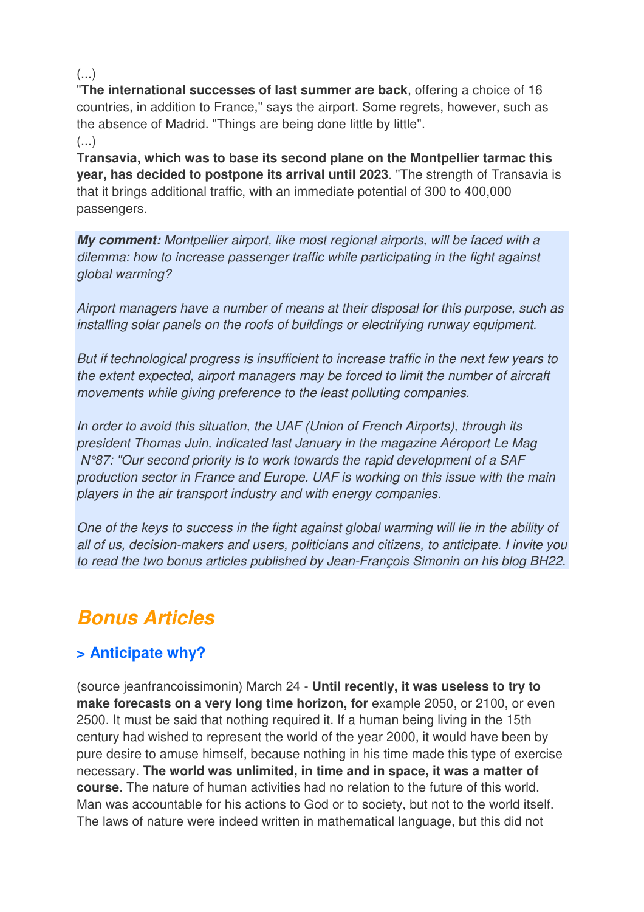(...)

"**The international successes of last summer are back**, offering a choice of 16 countries, in addition to France," says the airport. Some regrets, however, such as the absence of Madrid. "Things are being done little by little".

(...)

**Transavia, which was to base its second plane on the Montpellier tarmac this year, has decided to postpone its arrival until 2023**. "The strength of Transavia is that it brings additional traffic, with an immediate potential of 300 to 400,000 passengers.

***My comment:*** *Montpellier airport, like most regional airports, will be faced with a dilemma: how to increase passenger traffic while participating in the fight against global warming?*

*Airport managers have a number of means at their disposal for this purpose, such as installing solar panels on the roofs of buildings or electrifying runway equipment.*

*But if technological progress is insufficient to increase traffic in the next few years to the extent expected, airport managers may be forced to limit the number of aircraft movements while giving preference to the least polluting companies.*

*In order to avoid this situation, the UAF (Union of French Airports), through its president Thomas Juin, indicated last January in the magazine Aéroport Le Mag N°87: "Our second priority is to work towards the rapid development of a SAF production sector in France and Europe. UAF is working on this issue with the main players in the air transport industry and with energy companies.*

*One of the keys to success in the fight against global warming will lie in the ability of all of us, decision-makers and users, politicians and citizens, to anticipate. I invite you to read the two bonus articles published by Jean-François Simonin on his blog BH22.*

# Bonus Articles

## > Anticipate why?

(source jeanfrancoissimonin) March 24 - **Until recently, it was useless to try to make forecasts on a very long time horizon, for** example 2050, or 2100, or even 2500. It must be said that nothing required it. If a human being living in the 15th century had wished to represent the world of the year 2000, it would have been by pure desire to amuse himself, because nothing in his time made this type of exercise necessary. **The world was unlimited, in time and in space, it was a matter of course**. The nature of human activities had no relation to the future of this world. Man was accountable for his actions to God or to society, but not to the world itself. The laws of nature were indeed written in mathematical language, but this did not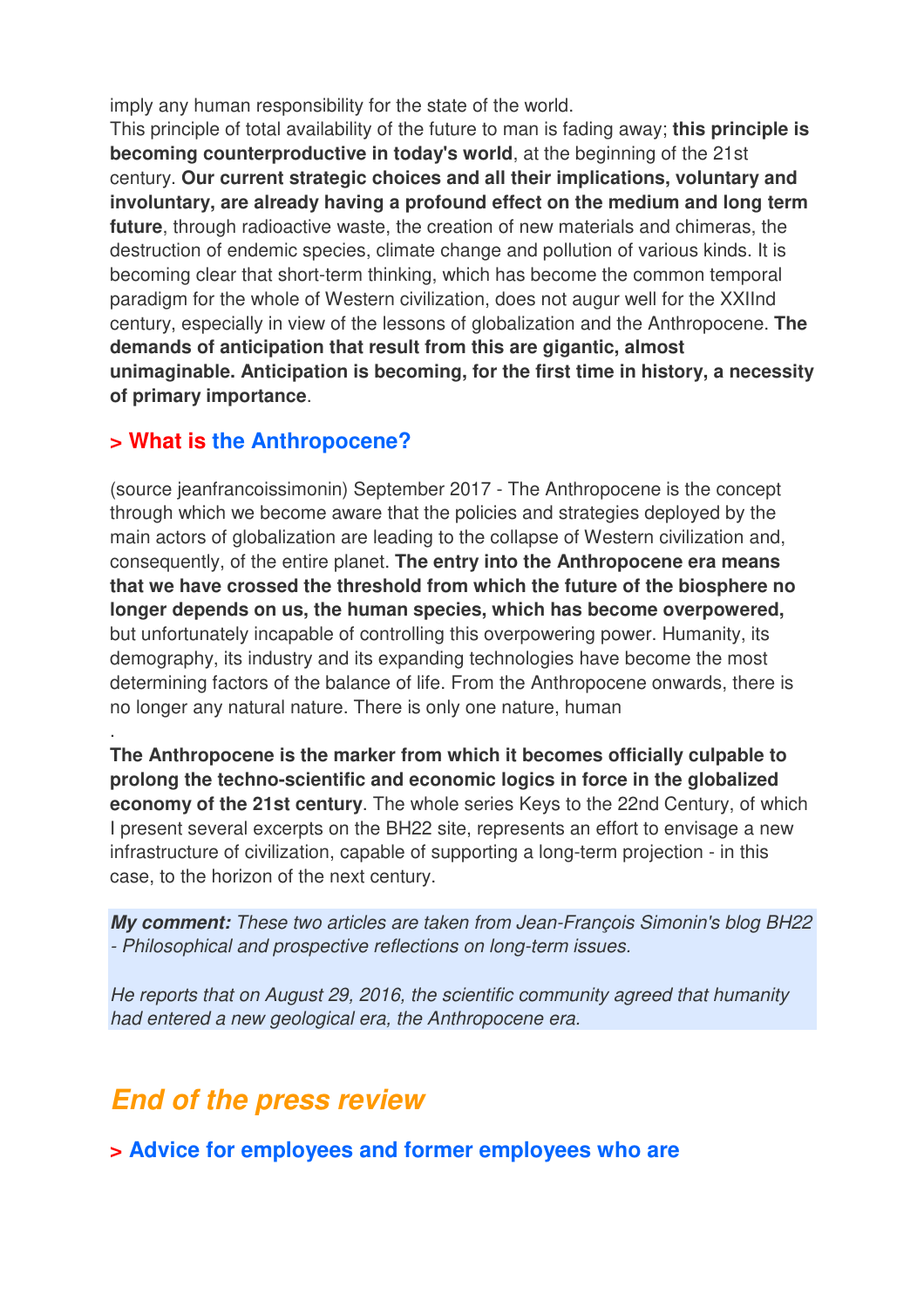imply any human responsibility for the state of the world.
This principle of total availability of the future to man is fading away; **this principle is becoming counterproductive in today's world**, at the beginning of the 21st century. **Our current strategic choices and all their implications, voluntary and involuntary, are already having a profound effect on the medium and long term future**, through radioactive waste, the creation of new materials and chimeras, the destruction of endemic species, climate change and pollution of various kinds. It is becoming clear that short-term thinking, which has become the common temporal paradigm for the whole of Western civilization, does not augur well for the XXIInd century, especially in view of the lessons of globalization and the Anthropocene. **The demands of anticipation that result from this are gigantic, almost unimaginable. Anticipation is becoming, for the first time in history, a necessity of primary importance**.

### > What is the Anthropocene?

(source jeanfrancoissimonin) September 2017 - The Anthropocene is the concept through which we become aware that the policies and strategies deployed by the main actors of globalization are leading to the collapse of Western civilization and, consequently, of the entire planet. **The entry into the Anthropocene era means that we have crossed the threshold from which the future of the biosphere no longer depends on us, the human species, which has become overpowered,** but unfortunately incapable of controlling this overpowering power. Humanity, its demography, its industry and its expanding technologies have become the most determining factors of the balance of life. From the Anthropocene onwards, there is no longer any natural nature. There is only one nature, human
.

**The Anthropocene is the marker from which it becomes officially culpable to prolong the techno-scientific and economic logics in force in the globalized economy of the 21st century**. The whole series Keys to the 22nd Century, of which I present several excerpts on the BH22 site, represents an effort to envisage a new infrastructure of civilization, capable of supporting a long-term projection - in this case, to the horizon of the next century.

***My comment:*** *These two articles are taken from Jean-François Simonin's blog BH22 - Philosophical and prospective reflections on long-term issues.*

*He reports that on August 29, 2016, the scientific community agreed that humanity had entered a new geological era, the Anthropocene era.*

## *End of the press review*

### > Advice for employees and former employees who are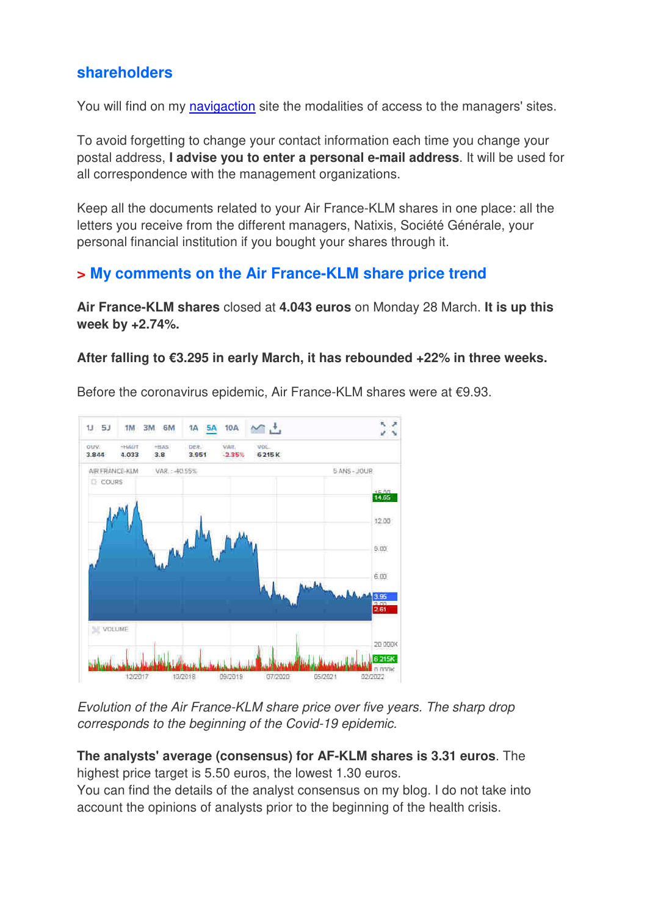## shareholders

You will find on my navigaction site the modalities of access to the managers' sites.

To avoid forgetting to change your contact information each time you change your postal address, **I advise you to enter a personal e-mail address**. It will be used for all correspondence with the management organizations.

Keep all the documents related to your Air France-KLM shares in one place: all the letters you receive from the different managers, Natixis, Société Générale, your personal financial institution if you bought your shares through it.

### > My comments on the Air France-KLM share price trend

**Air France-KLM shares** closed at **4.043 euros** on Monday 28 March. **It is up this week by +2.74%.**

**After falling to €3.295 in early March, it has rebounded +22% in three weeks.**

Before the coronavirus epidemic, Air France-KLM shares were at €9.93.

*Evolution of the Air France-KLM share price over five years. The sharp drop corresponds to the beginning of the Covid-19 epidemic.*

**The analysts' average (consensus) for AF-KLM shares is 3.31 euros**. The highest price target is 5.50 euros, the lowest 1.30 euros.
You can find the details of the analyst consensus on my blog. I do not take into account the opinions of analysts prior to the beginning of the health crisis.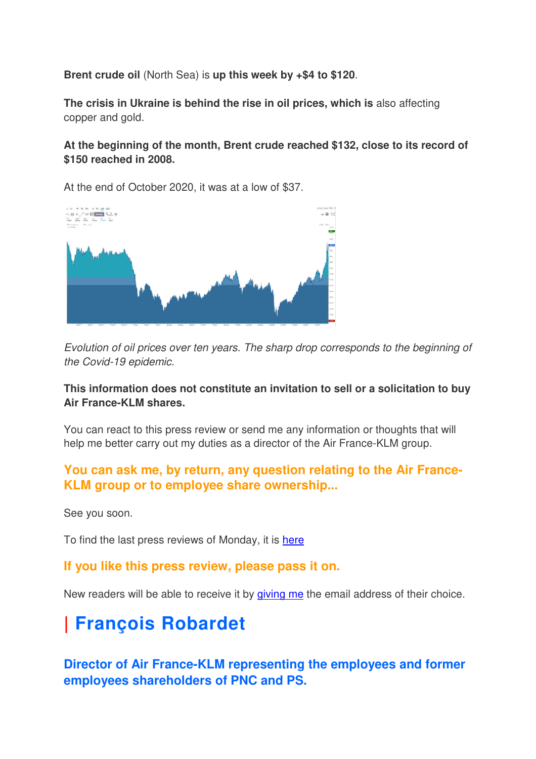**Brent crude oil** (North Sea) is **up this week by +$4 to $120**.

**The crisis in Ukraine is behind the rise in oil prices, which is** also affecting copper and gold.

**At the beginning of the month, Brent crude reached $132, close to its record of $150 reached in 2008.**

At the end of October 2020, it was at a low of $37.

*Evolution of oil prices over ten years. The sharp drop corresponds to the beginning of the Covid-19 epidemic.*

**This information does not constitute an invitation to sell or a solicitation to buy Air France-KLM shares.**

You can react to this press review or send me any information or thoughts that will help me better carry out my duties as a director of the Air France-KLM group.

### You can ask me, by return, any question relating to the Air France-KLM group or to employee share ownership...

See you soon.

To find the last press reviews of Monday, it is here

### If you like this press review, please pass it on.

New readers will be able to receive it by giving me the email address of their choice.

# | François Robardet

### Director of Air France-KLM representing the employees and former employees shareholders of PNC and PS.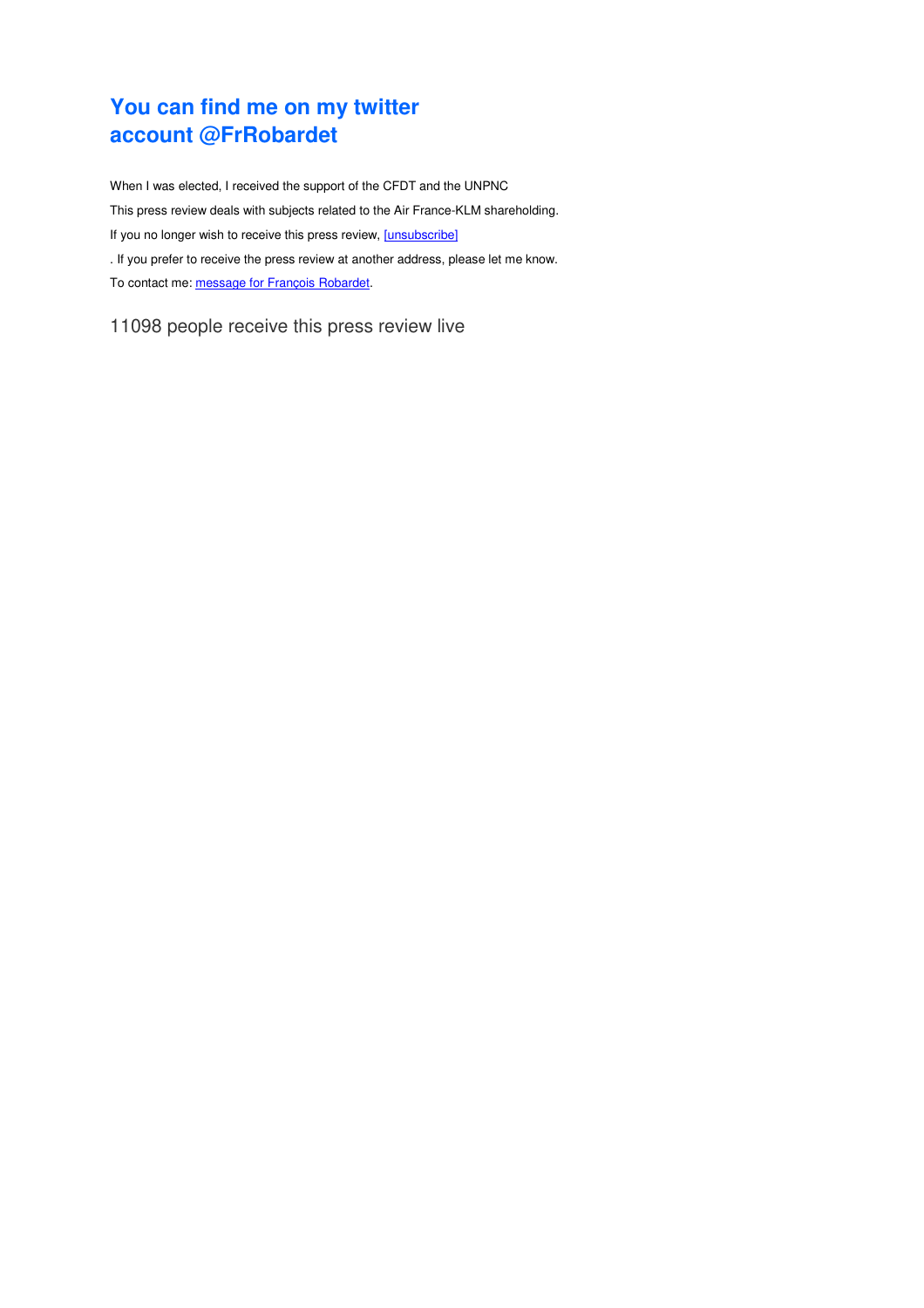## You can find me on my twitter account @FrRobardet

When I was elected, I received the support of the CFDT and the UNPNC

This press review deals with subjects related to the Air France-KLM shareholding.

If you no longer wish to receive this press review, [unsubscribe]

. If you prefer to receive the press review at another address, please let me know.

To contact me: message for François Robardet.

11098 people receive this press review live